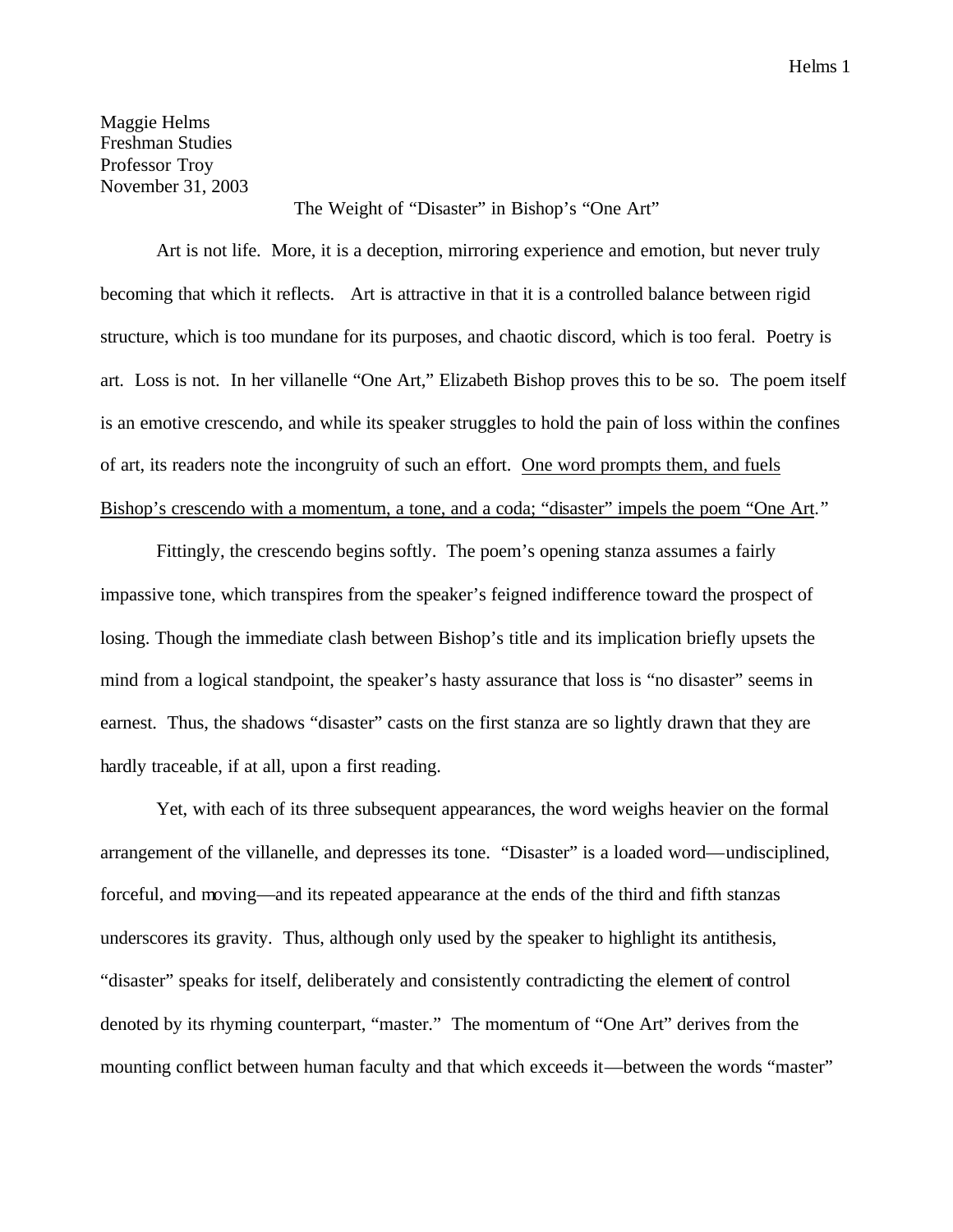Maggie Helms
Freshman Studies
Professor Troy
November 31, 2003

The Weight of "Disaster" in Bishop's "One Art"

Art is not life. More, it is a deception, mirroring experience and emotion, but never truly becoming that which it reflects. Art is attractive in that it is a controlled balance between rigid structure, which is too mundane for its purposes, and chaotic discord, which is too feral. Poetry is art. Loss is not. In her villanelle "One Art," Elizabeth Bishop proves this to be so. The poem itself is an emotive crescendo, and while its speaker struggles to hold the pain of loss within the confines of art, its readers note the incongruity of such an effort. <u>One word prompts them, and fuels Bishop's crescendo with a momentum, a tone, and a coda; "disaster" impels the poem "One Art</u>."

Fittingly, the crescendo begins softly. The poem's opening stanza assumes a fairly impassive tone, which transpires from the speaker's feigned indifference toward the prospect of losing. Though the immediate clash between Bishop's title and its implication briefly upsets the mind from a logical standpoint, the speaker's hasty assurance that loss is "no disaster" seems in earnest. Thus, the shadows "disaster" casts on the first stanza are so lightly drawn that they are hardly traceable, if at all, upon a first reading.

Yet, with each of its three subsequent appearances, the word weighs heavier on the formal arrangement of the villanelle, and depresses its tone. "Disaster" is a loaded word—undisciplined, forceful, and moving—and its repeated appearance at the ends of the third and fifth stanzas underscores its gravity. Thus, although only used by the speaker to highlight its antithesis, "disaster" speaks for itself, deliberately and consistently contradicting the element of control denoted by its rhyming counterpart, "master." The momentum of "One Art" derives from the mounting conflict between human faculty and that which exceeds it—between the words "master"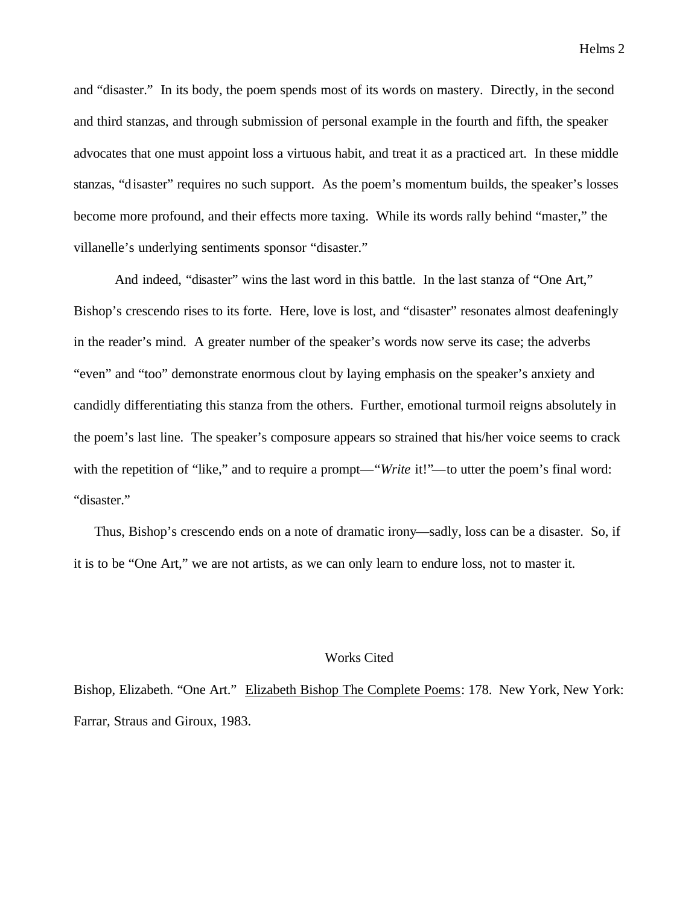and "disaster." In its body, the poem spends most of its words on mastery. Directly, in the second and third stanzas, and through submission of personal example in the fourth and fifth, the speaker advocates that one must appoint loss a virtuous habit, and treat it as a practiced art. In these middle stanzas, "disaster" requires no such support. As the poem's momentum builds, the speaker's losses become more profound, and their effects more taxing. While its words rally behind "master," the villanelle's underlying sentiments sponsor "disaster."

And indeed, "disaster" wins the last word in this battle. In the last stanza of "One Art," Bishop's crescendo rises to its forte. Here, love is lost, and "disaster" resonates almost deafeningly in the reader's mind. A greater number of the speaker's words now serve its case; the adverbs "even" and "too" demonstrate enormous clout by laying emphasis on the speaker's anxiety and candidly differentiating this stanza from the others. Further, emotional turmoil reigns absolutely in the poem's last line. The speaker's composure appears so strained that his/her voice seems to crack with the repetition of "like," and to require a prompt—"*Write* it!"—to utter the poem's final word: "disaster."

Thus, Bishop's crescendo ends on a note of dramatic irony—sadly, loss can be a disaster. So, if it is to be "One Art," we are not artists, as we can only learn to endure loss, not to master it.

## Works Cited

Bishop, Elizabeth. "One Art." Elizabeth Bishop The Complete Poems: 178. New York, New York: Farrar, Straus and Giroux, 1983.